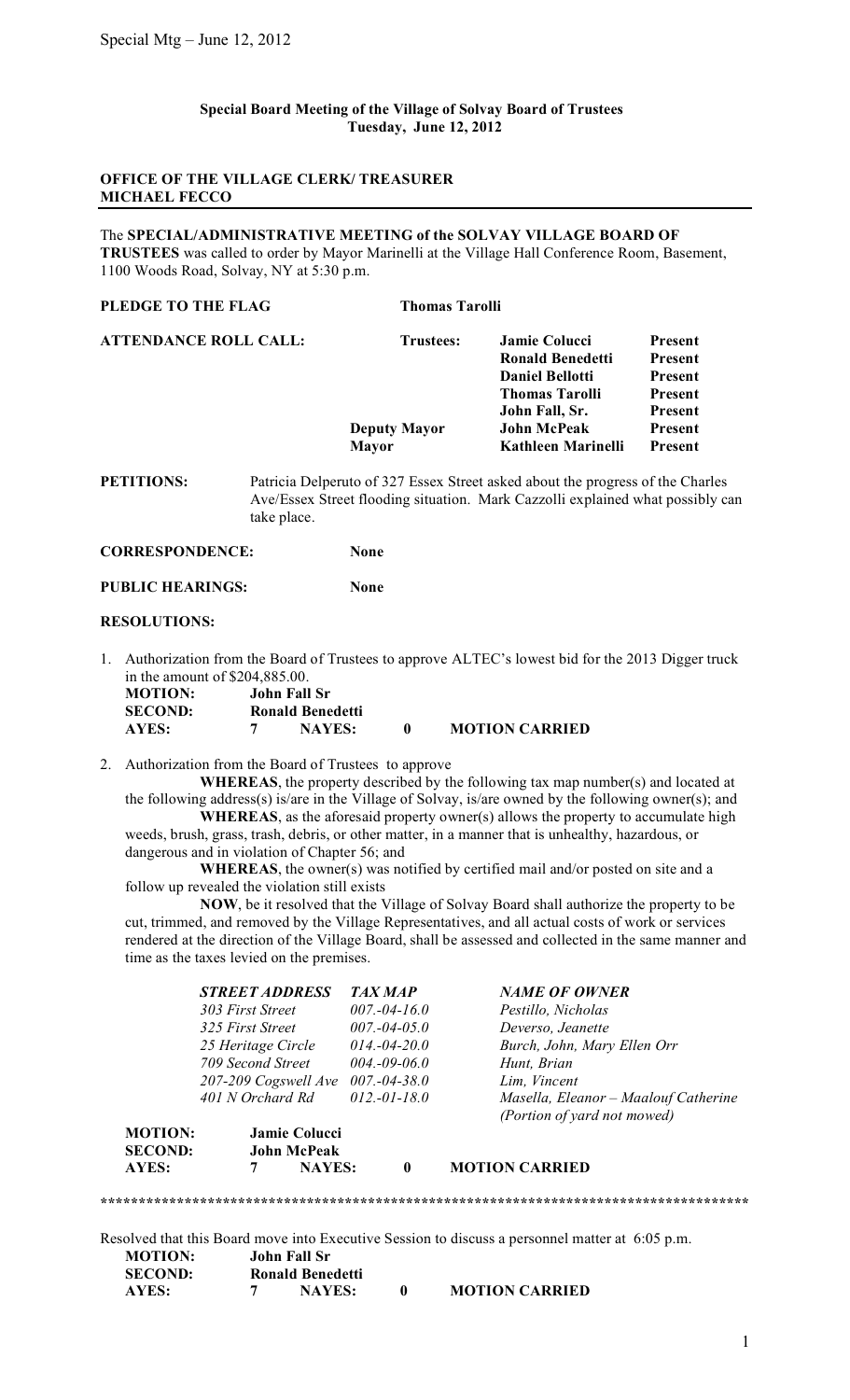**Special Board Meeting of the Village of Solvay Board of Trustees**
**Tuesday, June 12, 2012**

**OFFICE OF THE VILLAGE CLERK/ TREASURER**
**MICHAEL FECCO**

---

The **SPECIAL/ADMINISTRATIVE MEETING of the SOLVAY VILLAGE BOARD OF TRUSTEES** was called to order by Mayor Marinelli at the Village Hall Conference Room, Basement, 1100 Woods Road, Solvay, NY at 5:30 p.m.

**PLEDGE TO THE FLAG** **Thomas Tarolli**

| **ATTENDANCE ROLL CALL:** | **Trustees:** | **Jamie Colucci** | **Present** |
|---|---|---|---|
| | | **Ronald Benedetti** | **Present** |
| | | **Daniel Bellotti** | **Present** |
| | | **Thomas Tarolli** | **Present** |
| | | **John Fall, Sr.** | **Present** |
| | **Deputy Mayor** | **John McPeak** | **Present** |
| | **Mayor** | **Kathleen Marinelli** | **Present** |

**PETITIONS:** Patricia Delperuto of 327 Essex Street asked about the progress of the Charles Ave/Essex Street flooding situation. Mark Cazzolli explained what possibly can take place.

**CORRESPONDENCE:** **None**

**PUBLIC HEARINGS:** **None**

**RESOLUTIONS:**

1. Authorization from the Board of Trustees to approve ALTEC's lowest bid for the 2013 Digger truck in the amount of $204,885.00.

   **MOTION:** **John Fall Sr**
   **SECOND:** **Ronald Benedetti**
   **AYES:** **7** **NAYES:** **0** **MOTION CARRIED**

2. Authorization from the Board of Trustees to approve

   **WHEREAS**, the property described by the following tax map number(s) and located at the following address(s) is/are in the Village of Solvay, is/are owned by the following owner(s); and

   **WHEREAS**, as the aforesaid property owner(s) allows the property to accumulate high weeds, brush, grass, trash, debris, or other matter, in a manner that is unhealthy, hazardous, or dangerous and in violation of Chapter 56; and

   **WHEREAS**, the owner(s) was notified by certified mail and/or posted on site and a follow up revealed the violation still exists

   **NOW**, be it resolved that the Village of Solvay Board shall authorize the property to be cut, trimmed, and removed by the Village Representatives, and all actual costs of work or services rendered at the direction of the Village Board, shall be assessed and collected in the same manner and time as the taxes levied on the premises.

   | ***STREET ADDRESS*** | ***TAX MAP*** | ***NAME OF OWNER*** |
   |---|---|---|
   | *303 First Street* | *007.-04-16.0* | *Pestillo, Nicholas* |
   | *325 First Street* | *007.-04-05.0* | *Deverso, Jeanette* |
   | *25 Heritage Circle* | *014.-04-20.0* | *Burch, John, Mary Ellen Orr* |
   | *709 Second Street* | *004.-09-06.0* | *Hunt, Brian* |
   | *207-209 Cogswell Ave* | *007.-04-38.0* | *Lim, Vincent* |
   | *401 N Orchard Rd* | *012.-01-18.0* | *Masella, Eleanor – Maalouf Catherine (Portion of yard not mowed)* |

   **MOTION:** **Jamie Colucci**
   **SECOND:** **John McPeak**
   **AYES:** **7** **NAYES:** **0** **MOTION CARRIED**

**************************************************************************************

Resolved that this Board move into Executive Session to discuss a personnel matter at 6:05 p.m.

**MOTION:** **John Fall Sr**
**SECOND:** **Ronald Benedetti**
**AYES:** **7** **NAYES:** **0** **MOTION CARRIED**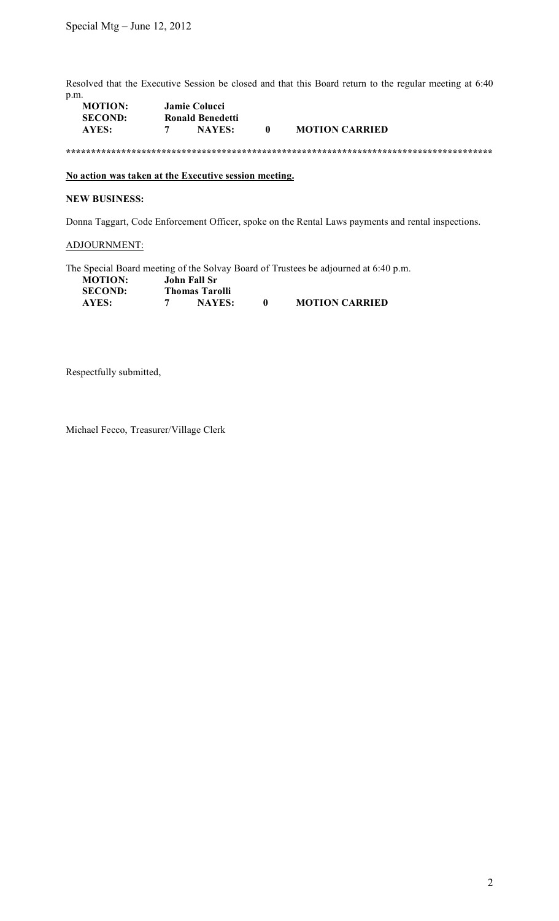Resolved that the Executive Session be closed and that this Board return to the regular meeting at 6:40 p.m.

| | | | | |
|---|---|---|---|---|
| **MOTION:** | **Jamie Colucci** | | | |
| **SECOND:** | **Ronald Benedetti** | | | |
| **AYES:** | **7** | **NAYES:** | **0** | **MOTION CARRIED** |

*************************************************************************************

**No action was taken at the Executive session meeting.**

**NEW BUSINESS:**

Donna Taggart, Code Enforcement Officer, spoke on the Rental Laws payments and rental inspections.

ADJOURNMENT:

The Special Board meeting of the Solvay Board of Trustees be adjourned at 6:40 p.m.

| | | | | |
|---|---|---|---|---|
| **MOTION:** | **John Fall Sr** | | | |
| **SECOND:** | **Thomas Tarolli** | | | |
| **AYES:** | **7** | **NAYES:** | **0** | **MOTION CARRIED** |

Respectfully submitted,

Michael Fecco, Treasurer/Village Clerk